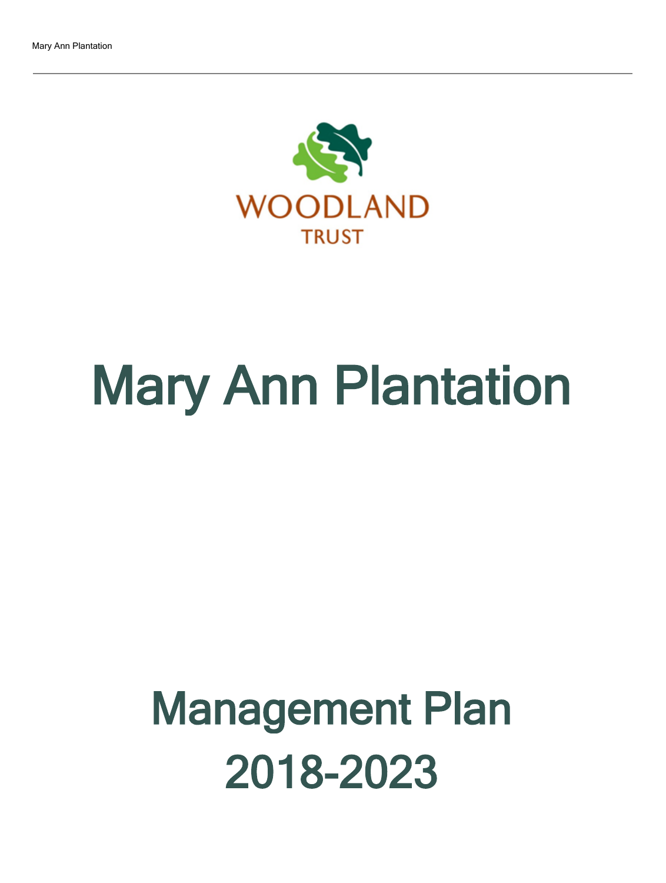WOODLAND TRUST

# Mary Ann Plantation

## Management Plan 2018-2023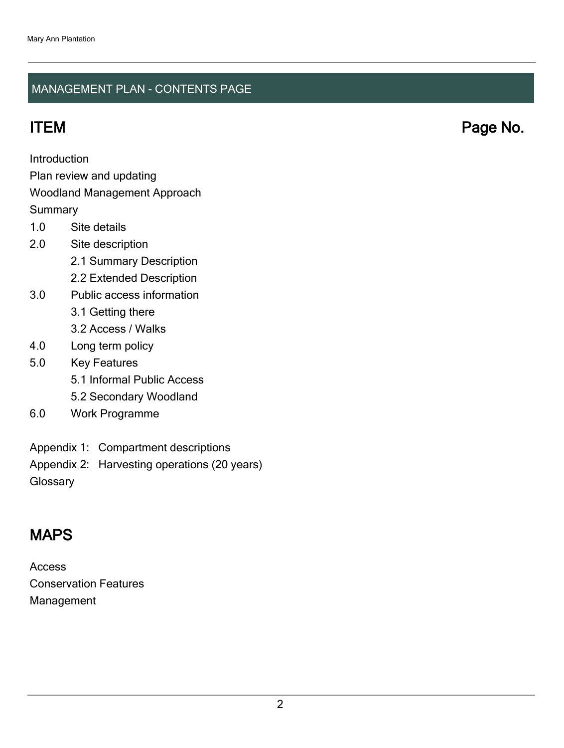## MANAGEMENT PLAN - CONTENTS PAGE

## ITEM Page No.

Introduction
Plan review and updating
Woodland Management Approach
Summary

1.0 Site details
2.0 Site description
    2.1 Summary Description
    2.2 Extended Description
3.0 Public access information
    3.1 Getting there
    3.2 Access / Walks
4.0 Long term policy
5.0 Key Features
    5.1 Informal Public Access
    5.2 Secondary Woodland
6.0 Work Programme

Appendix 1: Compartment descriptions
Appendix 2: Harvesting operations (20 years)
Glossary

## MAPS

Access
Conservation Features
Management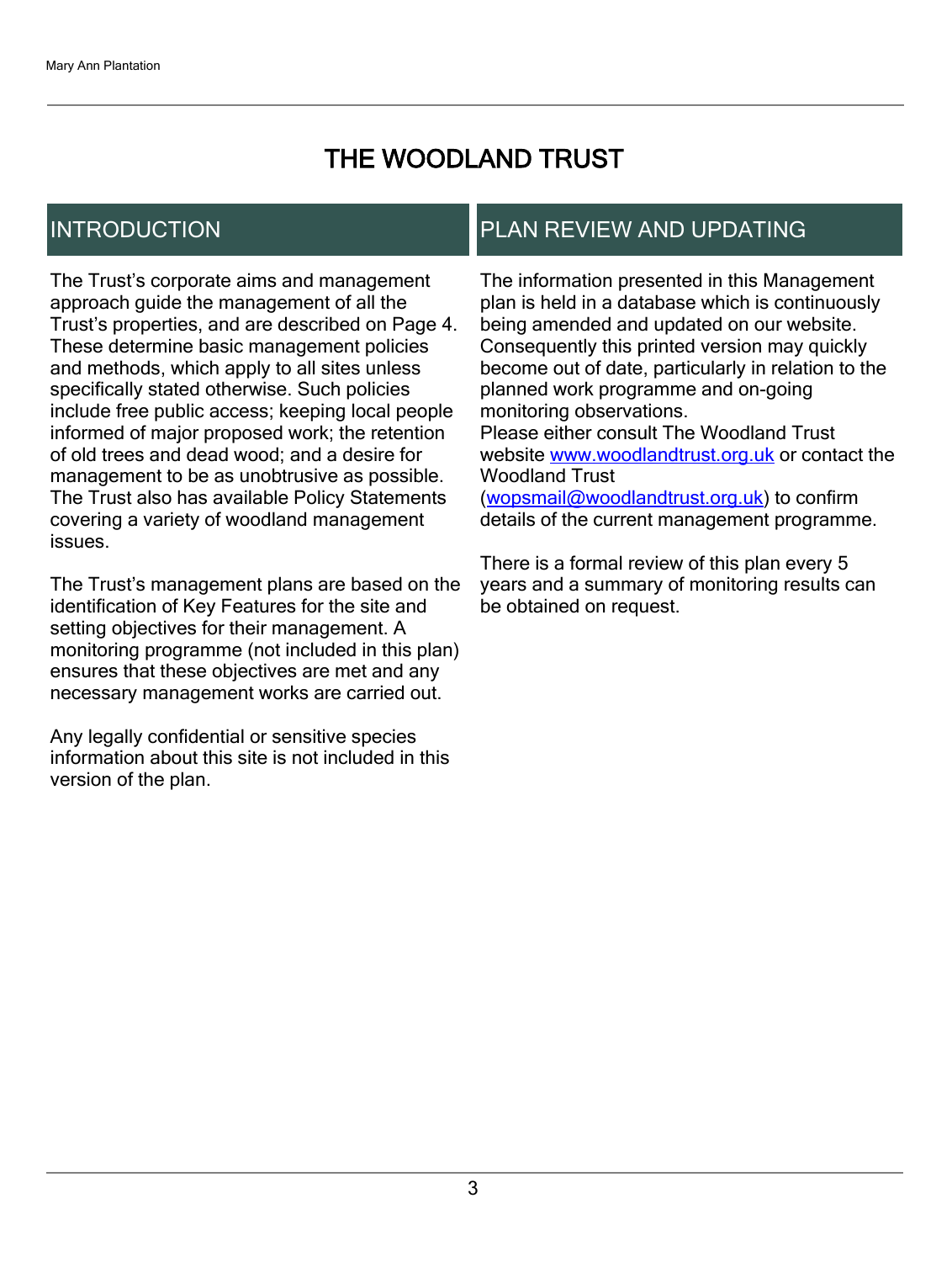# THE WOODLAND TRUST

## INTRODUCTION

The Trust's corporate aims and management approach guide the management of all the Trust's properties, and are described on Page 4. These determine basic management policies and methods, which apply to all sites unless specifically stated otherwise. Such policies include free public access; keeping local people informed of major proposed work; the retention of old trees and dead wood; and a desire for management to be as unobtrusive as possible. The Trust also has available Policy Statements covering a variety of woodland management issues.

The Trust's management plans are based on the identification of Key Features for the site and setting objectives for their management. A monitoring programme (not included in this plan) ensures that these objectives are met and any necessary management works are carried out.

Any legally confidential or sensitive species information about this site is not included in this version of the plan.

## PLAN REVIEW AND UPDATING

The information presented in this Management plan is held in a database which is continuously being amended and updated on our website. Consequently this printed version may quickly become out of date, particularly in relation to the planned work programme and on-going monitoring observations.
Please either consult The Woodland Trust website [www.woodlandtrust.org.uk](http://www.woodlandtrust.org.uk) or contact the Woodland Trust ([wopsmail@woodlandtrust.org.uk](mailto:wopsmail@woodlandtrust.org.uk)) to confirm details of the current management programme.

There is a formal review of this plan every 5 years and a summary of monitoring results can be obtained on request.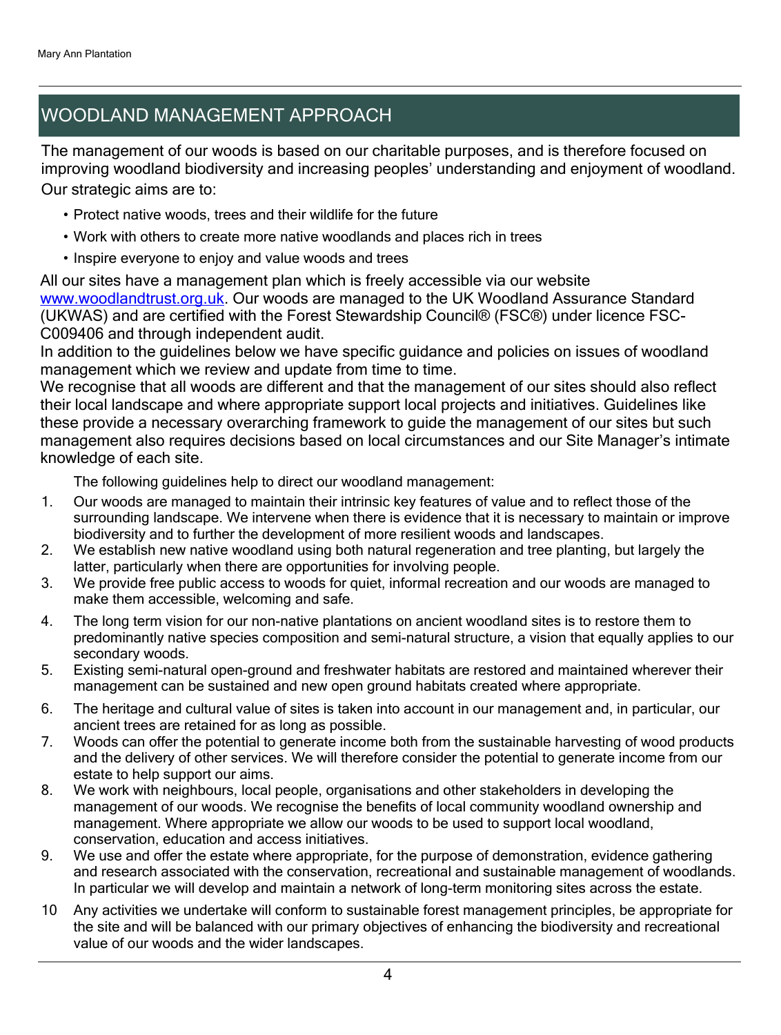## WOODLAND MANAGEMENT APPROACH

The management of our woods is based on our charitable purposes, and is therefore focused on improving woodland biodiversity and increasing peoples' understanding and enjoyment of woodland. Our strategic aims are to:

- Protect native woods, trees and their wildlife for the future
- Work with others to create more native woodlands and places rich in trees
- Inspire everyone to enjoy and value woods and trees

All our sites have a management plan which is freely accessible via our website www.woodlandtrust.org.uk. Our woods are managed to the UK Woodland Assurance Standard (UKWAS) and are certified with the Forest Stewardship Council® (FSC®) under licence FSC-C009406 and through independent audit.

In addition to the guidelines below we have specific guidance and policies on issues of woodland management which we review and update from time to time.

We recognise that all woods are different and that the management of our sites should also reflect their local landscape and where appropriate support local projects and initiatives. Guidelines like these provide a necessary overarching framework to guide the management of our sites but such management also requires decisions based on local circumstances and our Site Manager's intimate knowledge of each site.

The following guidelines help to direct our woodland management:

1. Our woods are managed to maintain their intrinsic key features of value and to reflect those of the surrounding landscape. We intervene when there is evidence that it is necessary to maintain or improve biodiversity and to further the development of more resilient woods and landscapes.
2. We establish new native woodland using both natural regeneration and tree planting, but largely the latter, particularly when there are opportunities for involving people.
3. We provide free public access to woods for quiet, informal recreation and our woods are managed to make them accessible, welcoming and safe.
4. The long term vision for our non-native plantations on ancient woodland sites is to restore them to predominantly native species composition and semi-natural structure, a vision that equally applies to our secondary woods.
5. Existing semi-natural open-ground and freshwater habitats are restored and maintained wherever their management can be sustained and new open ground habitats created where appropriate.
6. The heritage and cultural value of sites is taken into account in our management and, in particular, our ancient trees are retained for as long as possible.
7. Woods can offer the potential to generate income both from the sustainable harvesting of wood products and the delivery of other services. We will therefore consider the potential to generate income from our estate to help support our aims.
8. We work with neighbours, local people, organisations and other stakeholders in developing the management of our woods. We recognise the benefits of local community woodland ownership and management. Where appropriate we allow our woods to be used to support local woodland, conservation, education and access initiatives.
9. We use and offer the estate where appropriate, for the purpose of demonstration, evidence gathering and research associated with the conservation, recreational and sustainable management of woodlands. In particular we will develop and maintain a network of long-term monitoring sites across the estate.
10. Any activities we undertake will conform to sustainable forest management principles, be appropriate for the site and will be balanced with our primary objectives of enhancing the biodiversity and recreational value of our woods and the wider landscapes.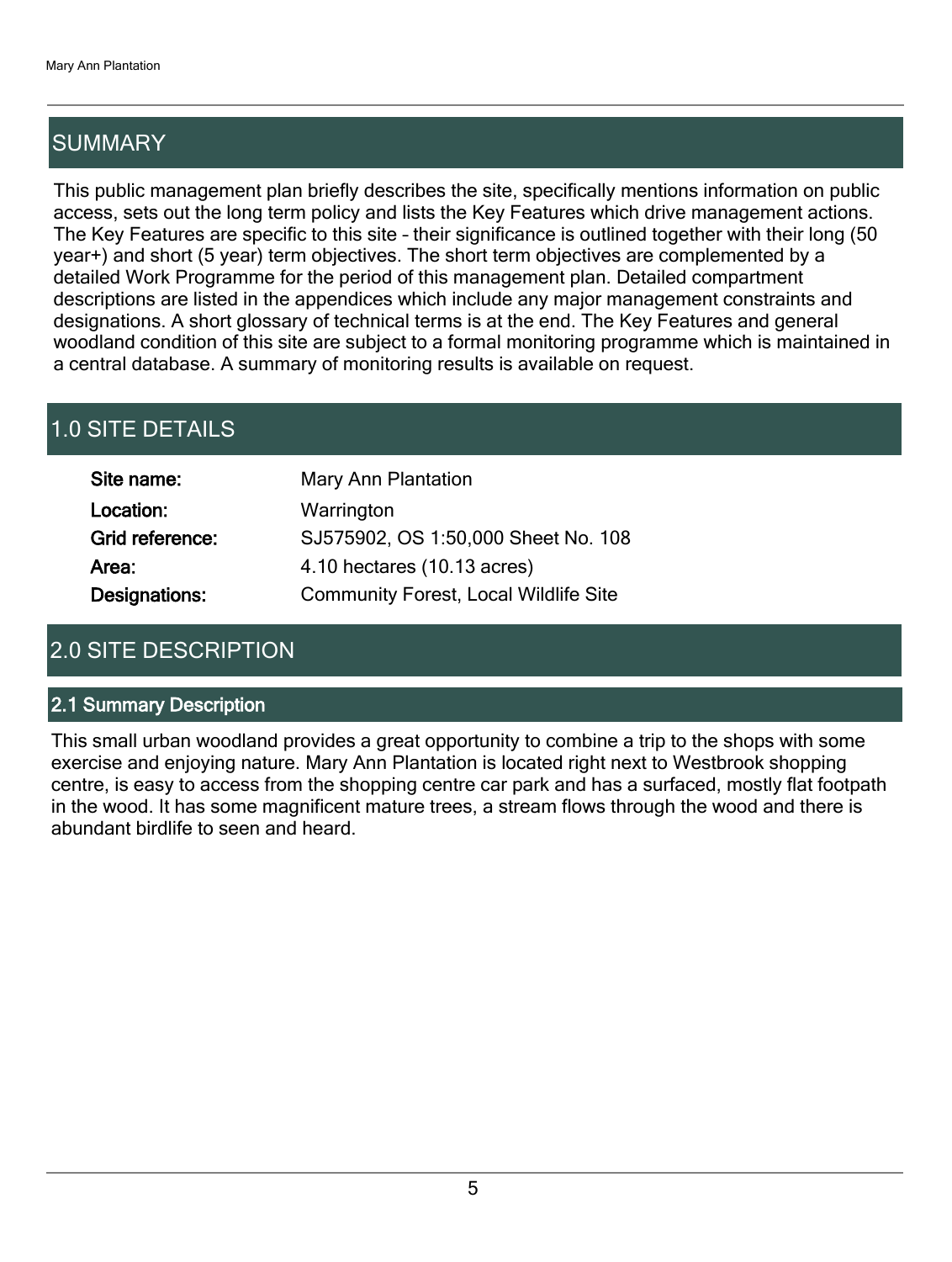## SUMMARY

This public management plan briefly describes the site, specifically mentions information on public access, sets out the long term policy and lists the Key Features which drive management actions. The Key Features are specific to this site – their significance is outlined together with their long (50 year+) and short (5 year) term objectives. The short term objectives are complemented by a detailed Work Programme for the period of this management plan. Detailed compartment descriptions are listed in the appendices which include any major management constraints and designations. A short glossary of technical terms is at the end. The Key Features and general woodland condition of this site are subject to a formal monitoring programme which is maintained in a central database. A summary of monitoring results is available on request.

## 1.0 SITE DETAILS

| | |
|---|---|
| **Site name:** | Mary Ann Plantation |
| **Location:** | Warrington |
| **Grid reference:** | SJ575902, OS 1:50,000 Sheet No. 108 |
| **Area:** | 4.10 hectares (10.13 acres) |
| **Designations:** | Community Forest, Local Wildlife Site |

## 2.0 SITE DESCRIPTION

### 2.1 Summary Description

This small urban woodland provides a great opportunity to combine a trip to the shops with some exercise and enjoying nature. Mary Ann Plantation is located right next to Westbrook shopping centre, is easy to access from the shopping centre car park and has a surfaced, mostly flat footpath in the wood. It has some magnificent mature trees, a stream flows through the wood and there is abundant birdlife to seen and heard.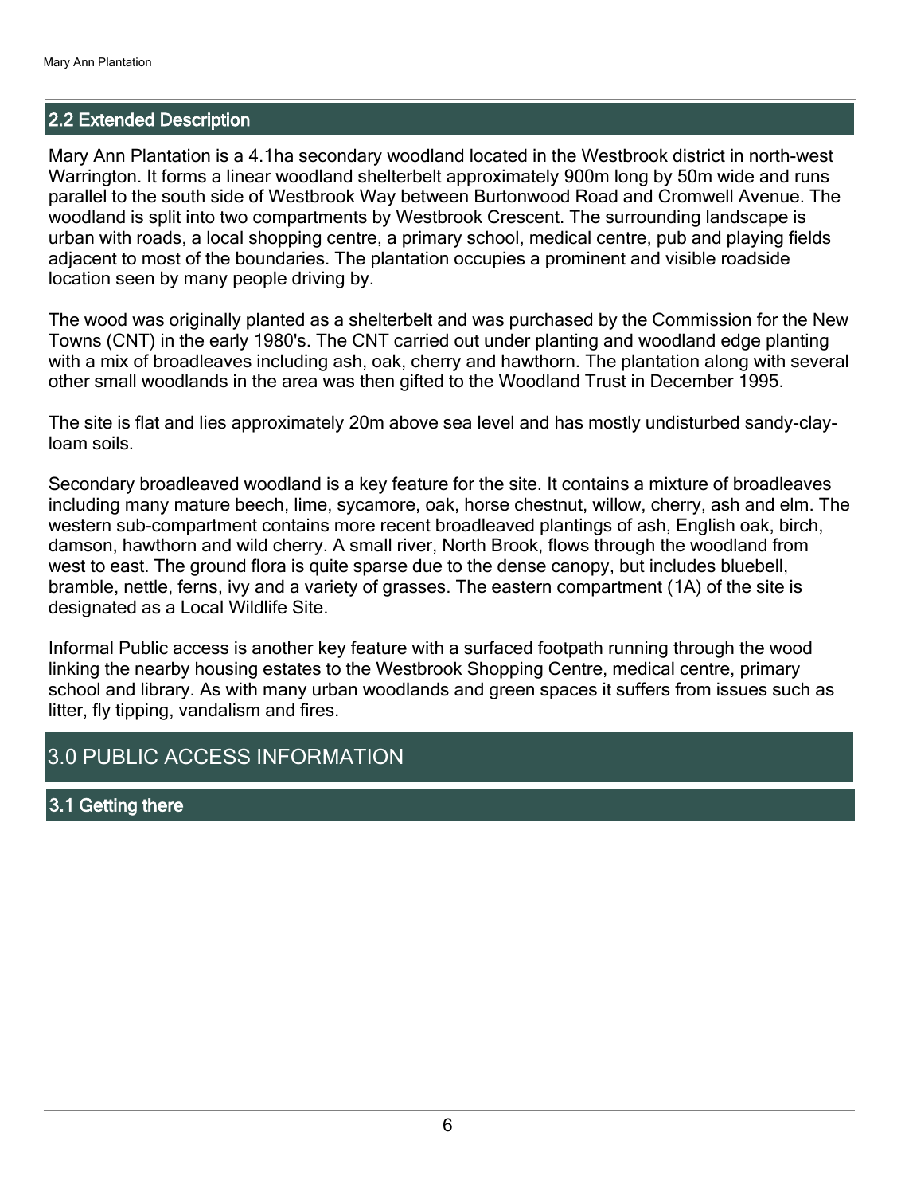## 2.2 Extended Description

Mary Ann Plantation is a 4.1ha secondary woodland located in the Westbrook district in north-west Warrington. It forms a linear woodland shelterbelt approximately 900m long by 50m wide and runs parallel to the south side of Westbrook Way between Burtonwood Road and Cromwell Avenue. The woodland is split into two compartments by Westbrook Crescent. The surrounding landscape is urban with roads, a local shopping centre, a primary school, medical centre, pub and playing fields adjacent to most of the boundaries. The plantation occupies a prominent and visible roadside location seen by many people driving by.

The wood was originally planted as a shelterbelt and was purchased by the Commission for the New Towns (CNT) in the early 1980's. The CNT carried out under planting and woodland edge planting with a mix of broadleaves including ash, oak, cherry and hawthorn. The plantation along with several other small woodlands in the area was then gifted to the Woodland Trust in December 1995.

The site is flat and lies approximately 20m above sea level and has mostly undisturbed sandy-clay-loam soils.

Secondary broadleaved woodland is a key feature for the site. It contains a mixture of broadleaves including many mature beech, lime, sycamore, oak, horse chestnut, willow, cherry, ash and elm. The western sub-compartment contains more recent broadleaved plantings of ash, English oak, birch, damson, hawthorn and wild cherry. A small river, North Brook, flows through the woodland from west to east. The ground flora is quite sparse due to the dense canopy, but includes bluebell, bramble, nettle, ferns, ivy and a variety of grasses. The eastern compartment (1A) of the site is designated as a Local Wildlife Site.

Informal Public access is another key feature with a surfaced footpath running through the wood linking the nearby housing estates to the Westbrook Shopping Centre, medical centre, primary school and library. As with many urban woodlands and green spaces it suffers from issues such as litter, fly tipping, vandalism and fires.

# 3.0 PUBLIC ACCESS INFORMATION

## 3.1 Getting there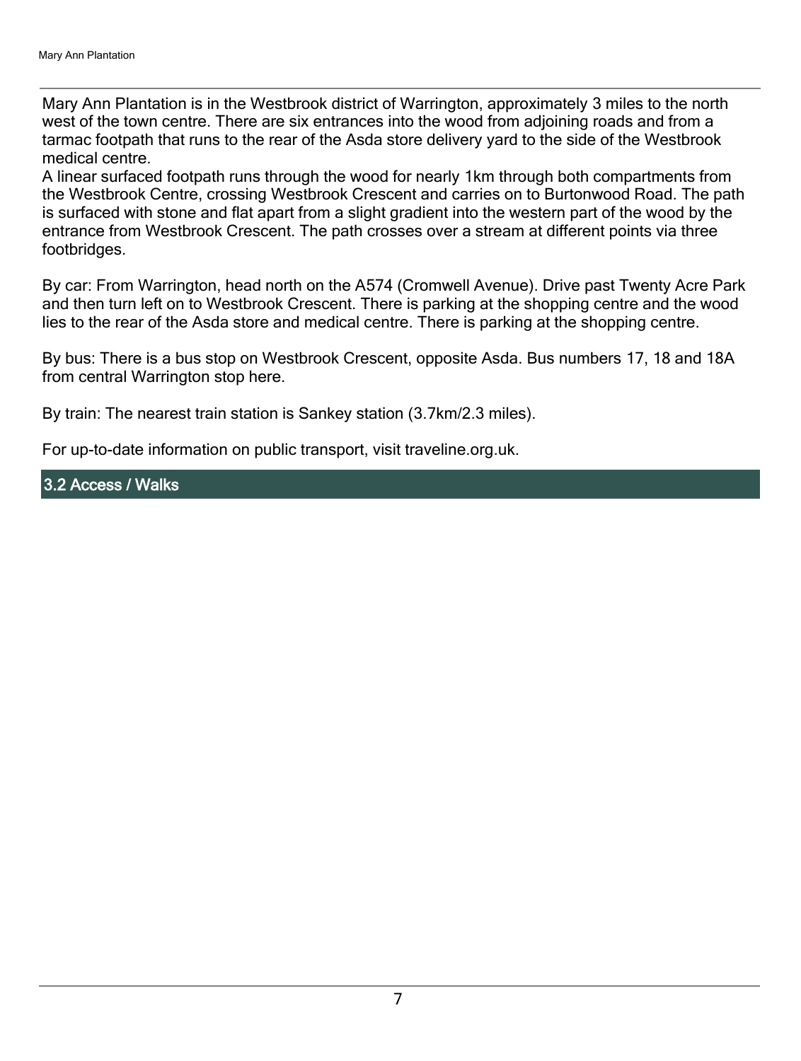Mary Ann Plantation is in the Westbrook district of Warrington, approximately 3 miles to the north west of the town centre. There are six entrances into the wood from adjoining roads and from a tarmac footpath that runs to the rear of the Asda store delivery yard to the side of the Westbrook medical centre.
A linear surfaced footpath runs through the wood for nearly 1km through both compartments from the Westbrook Centre, crossing Westbrook Crescent and carries on to Burtonwood Road. The path is surfaced with stone and flat apart from a slight gradient into the western part of the wood by the entrance from Westbrook Crescent. The path crosses over a stream at different points via three footbridges.

By car: From Warrington, head north on the A574 (Cromwell Avenue). Drive past Twenty Acre Park and then turn left on to Westbrook Crescent. There is parking at the shopping centre and the wood lies to the rear of the Asda store and medical centre. There is parking at the shopping centre.

By bus: There is a bus stop on Westbrook Crescent, opposite Asda. Bus numbers 17, 18 and 18A from central Warrington stop here.

By train: The nearest train station is Sankey station (3.7km/2.3 miles).

For up-to-date information on public transport, visit traveline.org.uk.

## 3.2 Access / Walks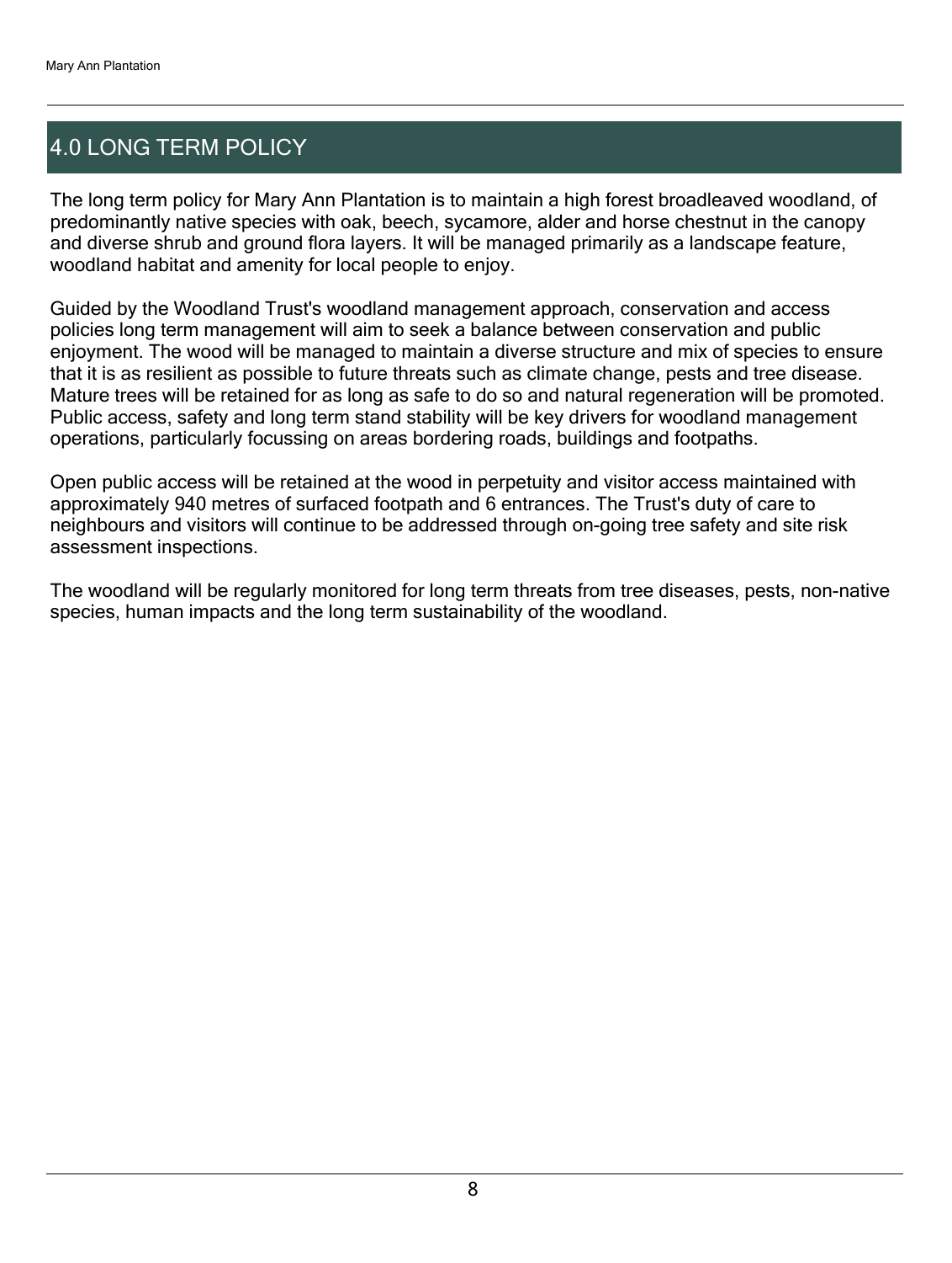# 4.0 LONG TERM POLICY

The long term policy for Mary Ann Plantation is to maintain a high forest broadleaved woodland, of predominantly native species with oak, beech, sycamore, alder and horse chestnut in the canopy and diverse shrub and ground flora layers. It will be managed primarily as a landscape feature, woodland habitat and amenity for local people to enjoy.

Guided by the Woodland Trust's woodland management approach, conservation and access policies long term management will aim to seek a balance between conservation and public enjoyment. The wood will be managed to maintain a diverse structure and mix of species to ensure that it is as resilient as possible to future threats such as climate change, pests and tree disease. Mature trees will be retained for as long as safe to do so and natural regeneration will be promoted. Public access, safety and long term stand stability will be key drivers for woodland management operations, particularly focussing on areas bordering roads, buildings and footpaths.

Open public access will be retained at the wood in perpetuity and visitor access maintained with approximately 940 metres of surfaced footpath and 6 entrances. The Trust's duty of care to neighbours and visitors will continue to be addressed through on-going tree safety and site risk assessment inspections.

The woodland will be regularly monitored for long term threats from tree diseases, pests, non-native species, human impacts and the long term sustainability of the woodland.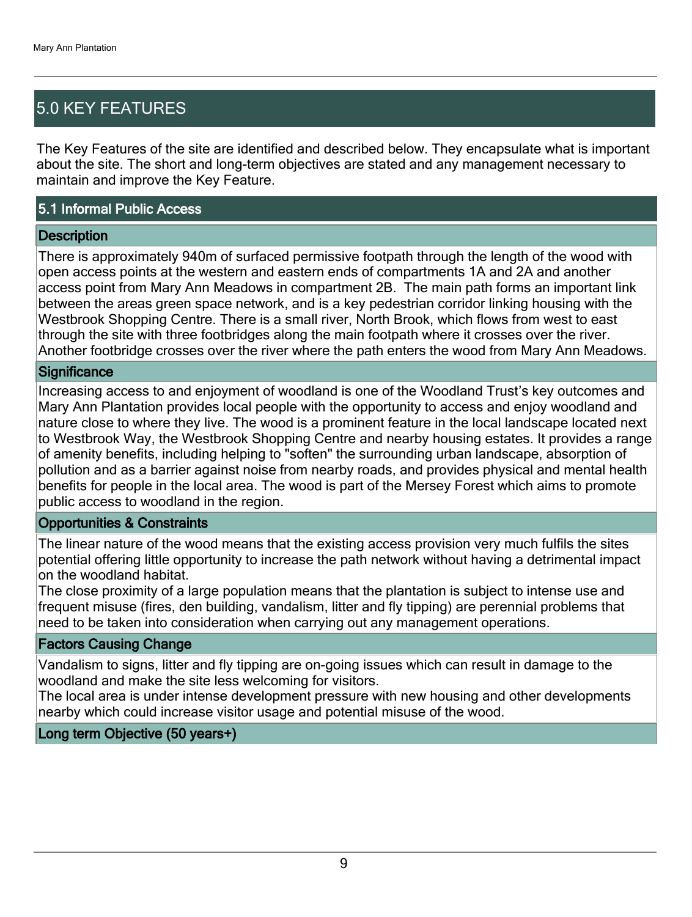## 5.0 KEY FEATURES

The Key Features of the site are identified and described below. They encapsulate what is important about the site. The short and long-term objectives are stated and any management necessary to maintain and improve the Key Feature.

### 5.1 Informal Public Access

#### Description

There is approximately 940m of surfaced permissive footpath through the length of the wood with open access points at the western and eastern ends of compartments 1A and 2A and another access point from Mary Ann Meadows in compartment 2B. The main path forms an important link between the areas green space network, and is a key pedestrian corridor linking housing with the Westbrook Shopping Centre. There is a small river, North Brook, which flows from west to east through the site with three footbridges along the main footpath where it crosses over the river. Another footbridge crosses over the river where the path enters the wood from Mary Ann Meadows.

#### Significance

Increasing access to and enjoyment of woodland is one of the Woodland Trust's key outcomes and Mary Ann Plantation provides local people with the opportunity to access and enjoy woodland and nature close to where they live. The wood is a prominent feature in the local landscape located next to Westbrook Way, the Westbrook Shopping Centre and nearby housing estates. It provides a range of amenity benefits, including helping to "soften" the surrounding urban landscape, absorption of pollution and as a barrier against noise from nearby roads, and provides physical and mental health benefits for people in the local area. The wood is part of the Mersey Forest which aims to promote public access to woodland in the region.

#### Opportunities & Constraints

The linear nature of the wood means that the existing access provision very much fulfils the sites potential offering little opportunity to increase the path network without having a detrimental impact on the woodland habitat.
The close proximity of a large population means that the plantation is subject to intense use and frequent misuse (fires, den building, vandalism, litter and fly tipping) are perennial problems that need to be taken into consideration when carrying out any management operations.

#### Factors Causing Change

Vandalism to signs, litter and fly tipping are on-going issues which can result in damage to the woodland and make the site less welcoming for visitors.
The local area is under intense development pressure with new housing and other developments nearby which could increase visitor usage and potential misuse of the wood.

#### Long term Objective (50 years+)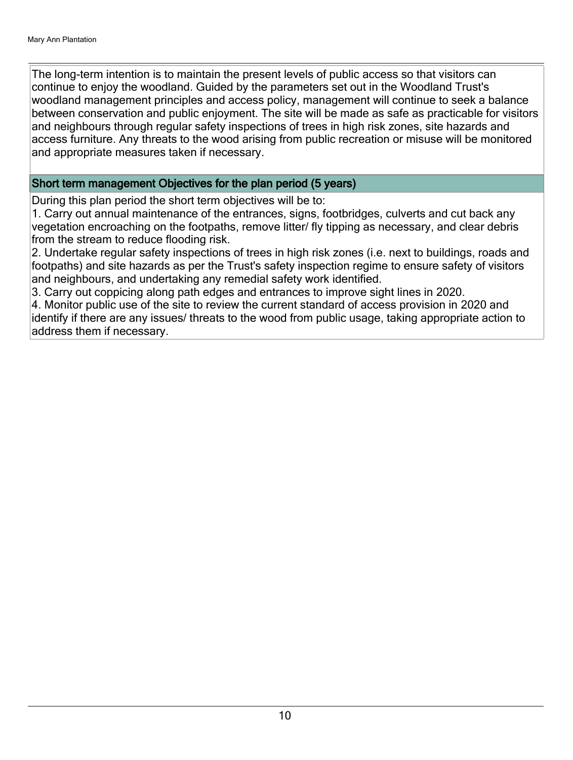The long-term intention is to maintain the present levels of public access so that visitors can continue to enjoy the woodland. Guided by the parameters set out in the Woodland Trust's woodland management principles and access policy, management will continue to seek a balance between conservation and public enjoyment. The site will be made as safe as practicable for visitors and neighbours through regular safety inspections of trees in high risk zones, site hazards and access furniture. Any threats to the wood arising from public recreation or misuse will be monitored and appropriate measures taken if necessary.

### Short term management Objectives for the plan period (5 years)

During this plan period the short term objectives will be to:

1. Carry out annual maintenance of the entrances, signs, footbridges, culverts and cut back any vegetation encroaching on the footpaths, remove litter/ fly tipping as necessary, and clear debris from the stream to reduce flooding risk.
2. Undertake regular safety inspections of trees in high risk zones (i.e. next to buildings, roads and footpaths) and site hazards as per the Trust's safety inspection regime to ensure safety of visitors and neighbours, and undertaking any remedial safety work identified.
3. Carry out coppicing along path edges and entrances to improve sight lines in 2020.
4. Monitor public use of the site to review the current standard of access provision in 2020 and identify if there are any issues/ threats to the wood from public usage, taking appropriate action to address them if necessary.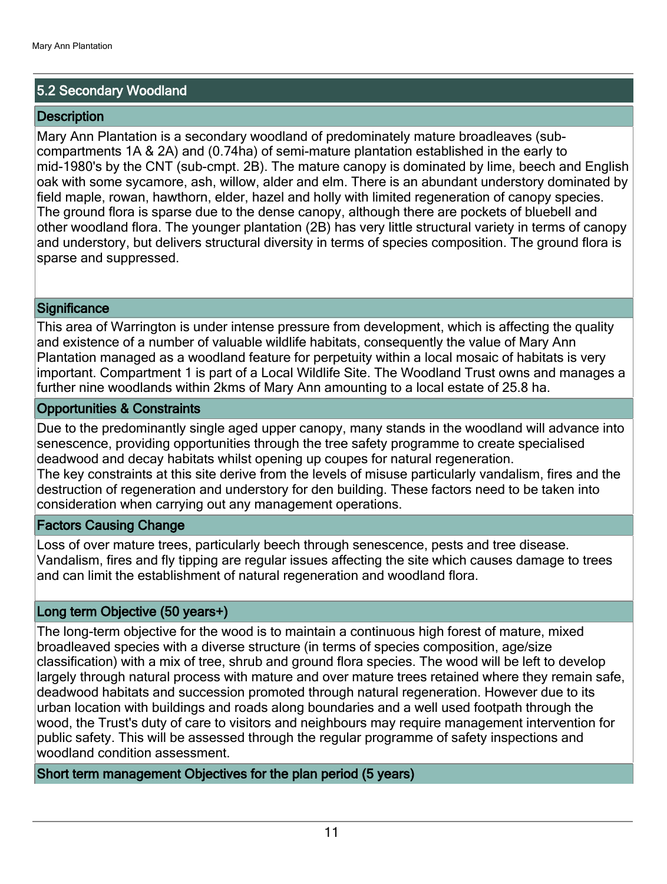## 5.2 Secondary Woodland

### Description

Mary Ann Plantation is a secondary woodland of predominately mature broadleaves (sub-compartments 1A & 2A) and (0.74ha) of semi-mature plantation established in the early to mid-1980's by the CNT (sub-cmpt. 2B). The mature canopy is dominated by lime, beech and English oak with some sycamore, ash, willow, alder and elm. There is an abundant understory dominated by field maple, rowan, hawthorn, elder, hazel and holly with limited regeneration of canopy species. The ground flora is sparse due to the dense canopy, although there are pockets of bluebell and other woodland flora. The younger plantation (2B) has very little structural variety in terms of canopy and understory, but delivers structural diversity in terms of species composition. The ground flora is sparse and suppressed.

### Significance

This area of Warrington is under intense pressure from development, which is affecting the quality and existence of a number of valuable wildlife habitats, consequently the value of Mary Ann Plantation managed as a woodland feature for perpetuity within a local mosaic of habitats is very important. Compartment 1 is part of a Local Wildlife Site. The Woodland Trust owns and manages a further nine woodlands within 2kms of Mary Ann amounting to a local estate of 25.8 ha.

### Opportunities & Constraints

Due to the predominantly single aged upper canopy, many stands in the woodland will advance into senescence, providing opportunities through the tree safety programme to create specialised deadwood and decay habitats whilst opening up coupes for natural regeneration.
The key constraints at this site derive from the levels of misuse particularly vandalism, fires and the destruction of regeneration and understory for den building. These factors need to be taken into consideration when carrying out any management operations.

### Factors Causing Change

Loss of over mature trees, particularly beech through senescence, pests and tree disease. Vandalism, fires and fly tipping are regular issues affecting the site which causes damage to trees and can limit the establishment of natural regeneration and woodland flora.

### Long term Objective (50 years+)

The long-term objective for the wood is to maintain a continuous high forest of mature, mixed broadleaved species with a diverse structure (in terms of species composition, age/size classification) with a mix of tree, shrub and ground flora species. The wood will be left to develop largely through natural process with mature and over mature trees retained where they remain safe, deadwood habitats and succession promoted through natural regeneration. However due to its urban location with buildings and roads along boundaries and a well used footpath through the wood, the Trust's duty of care to visitors and neighbours may require management intervention for public safety. This will be assessed through the regular programme of safety inspections and woodland condition assessment.

### Short term management Objectives for the plan period (5 years)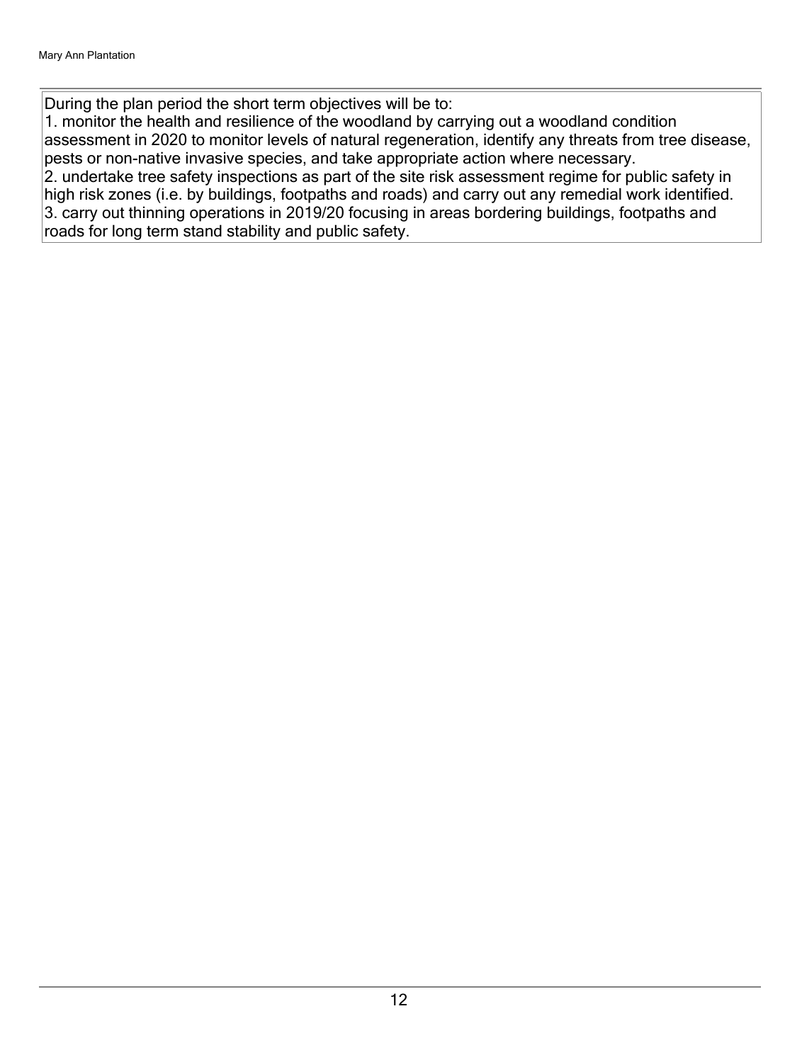During the plan period the short term objectives will be to:

1. monitor the health and resilience of the woodland by carrying out a woodland condition assessment in 2020 to monitor levels of natural regeneration, identify any threats from tree disease, pests or non-native invasive species, and take appropriate action where necessary.
2. undertake tree safety inspections as part of the site risk assessment regime for public safety in high risk zones (i.e. by buildings, footpaths and roads) and carry out any remedial work identified.
3. carry out thinning operations in 2019/20 focusing in areas bordering buildings, footpaths and roads for long term stand stability and public safety.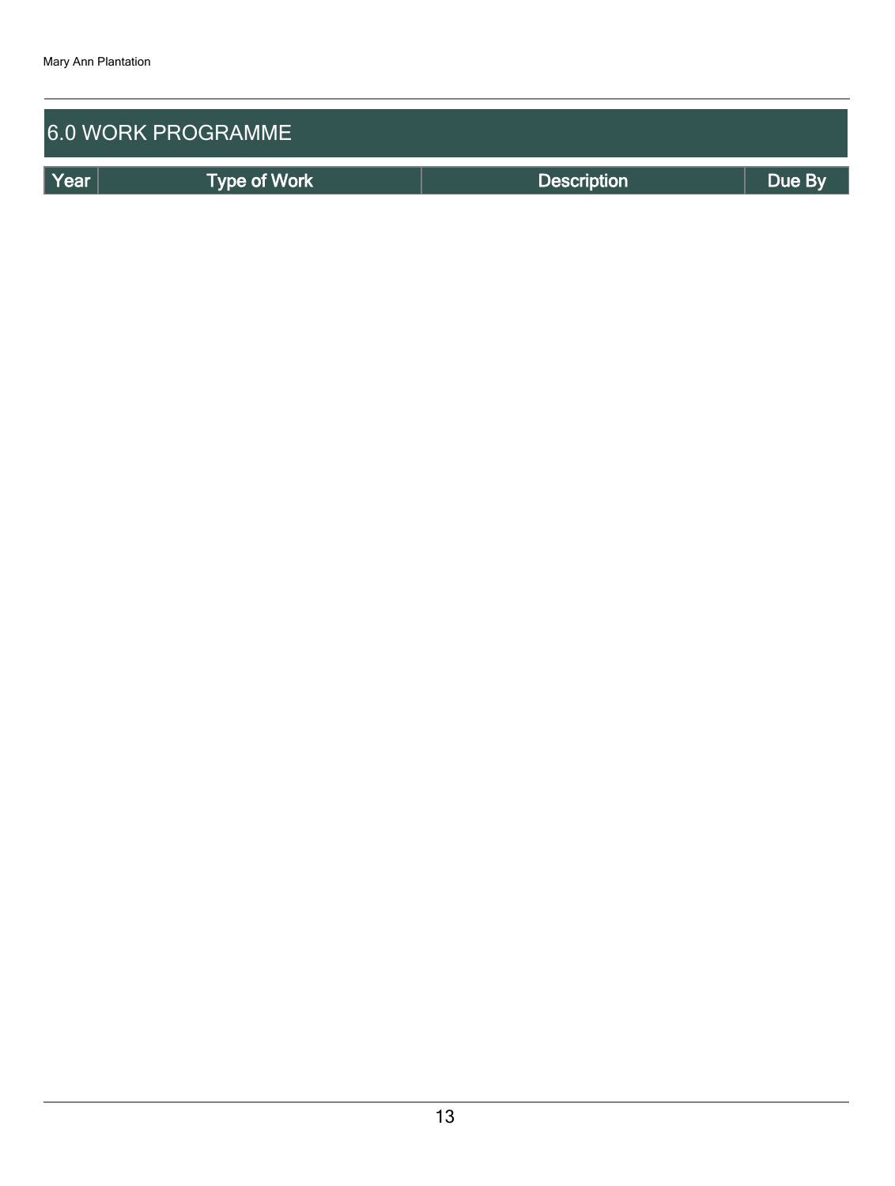## 6.0 WORK PROGRAMME

| Year | Type of Work | Description | Due By |
| --- | --- | --- | --- |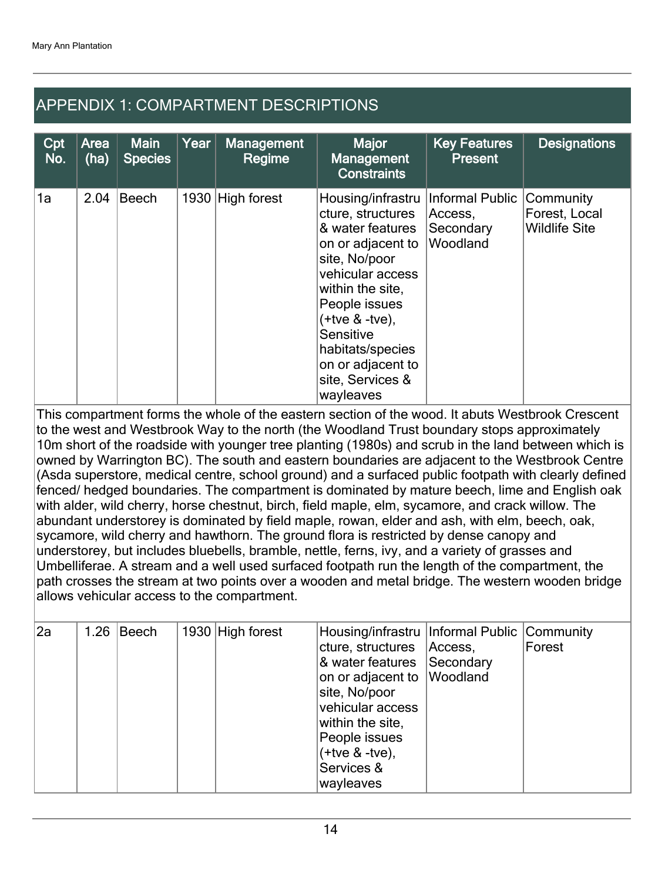## APPENDIX 1: COMPARTMENT DESCRIPTIONS

| Cpt No. | Area (ha) | Main Species | Year | Management Regime | Major Management Constraints | Key Features Present | Designations |
|---|---|---|---|---|---|---|---|
| 1a | 2.04 | Beech | 1930 | High forest | Housing/infrastructure, structures & water features on or adjacent to site, No/poor vehicular access within the site, People issues (+tve & -tve), Sensitive habitats/species on or adjacent to site, Services & wayleaves | Informal Public Access, Secondary Woodland | Community Forest, Local Wildlife Site |

This compartment forms the whole of the eastern section of the wood. It abuts Westbrook Crescent to the west and Westbrook Way to the north (the Woodland Trust boundary stops approximately 10m short of the roadside with younger tree planting (1980s) and scrub in the land between which is owned by Warrington BC). The south and eastern boundaries are adjacent to the Westbrook Centre (Asda superstore, medical centre, school ground) and a surfaced public footpath with clearly defined fenced/ hedged boundaries. The compartment is dominated by mature beech, lime and English oak with alder, wild cherry, horse chestnut, birch, field maple, elm, sycamore, and crack willow. The abundant understorey is dominated by field maple, rowan, elder and ash, with elm, beech, oak, sycamore, wild cherry and hawthorn. The ground flora is restricted by dense canopy and understorey, but includes bluebells, bramble, nettle, ferns, ivy, and a variety of grasses and Umbelliferae. A stream and a well used surfaced footpath run the length of the compartment, the path crosses the stream at two points over a wooden and metal bridge. The western wooden bridge allows vehicular access to the compartment.

| Cpt No. | Area (ha) | Main Species | Year | Management Regime | Major Management Constraints | Key Features Present | Designations |
|---|---|---|---|---|---|---|---|
| 2a | 1.26 | Beech | 1930 | High forest | Housing/infrastructure, structures & water features on or adjacent to site, No/poor vehicular access within the site, People issues (+tve & -tve), Services & wayleaves | Informal Public Access, Secondary Woodland | Community Forest |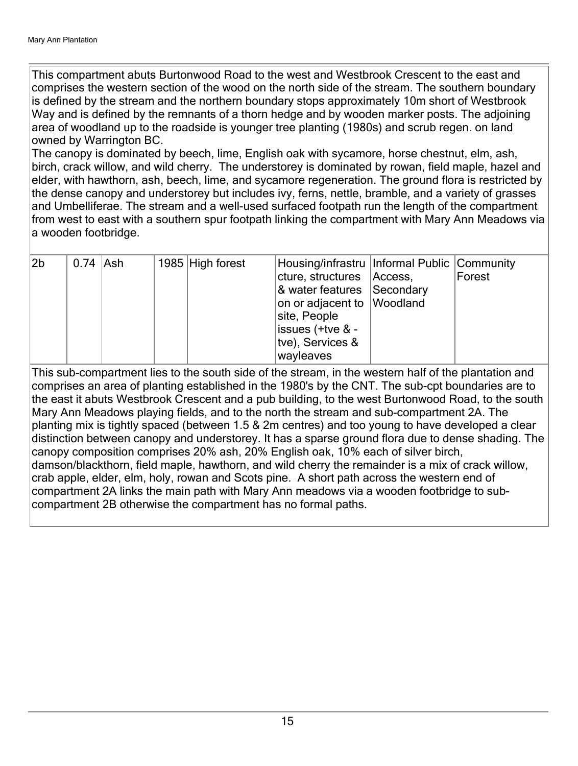This compartment abuts Burtonwood Road to the west and Westbrook Crescent to the east and comprises the western section of the wood on the north side of the stream. The southern boundary is defined by the stream and the northern boundary stops approximately 10m short of Westbrook Way and is defined by the remnants of a thorn hedge and by wooden marker posts. The adjoining area of woodland up to the roadside is younger tree planting (1980s) and scrub regen. on land owned by Warrington BC.
The canopy is dominated by beech, lime, English oak with sycamore, horse chestnut, elm, ash, birch, crack willow, and wild cherry. The understorey is dominated by rowan, field maple, hazel and elder, with hawthorn, ash, beech, lime, and sycamore regeneration. The ground flora is restricted by the dense canopy and understorey but includes ivy, ferns, nettle, bramble, and a variety of grasses and Umbelliferae. The stream and a well-used surfaced footpath run the length of the compartment from west to east with a southern spur footpath linking the compartment with Mary Ann Meadows via a wooden footbridge.

| | | | | | | | |
|---|---|---|---|---|---|---|---|
| 2b | 0.74 | Ash | 1985 | High forest | Housing/infrastructure, structures & water features on or adjacent to site, People issues (+tve & -tve), Services & wayleaves | Informal Public Access, Secondary Woodland | Community Forest |

This sub-compartment lies to the south side of the stream, in the western half of the plantation and comprises an area of planting established in the 1980's by the CNT. The sub-cpt boundaries are to the east it abuts Westbrook Crescent and a pub building, to the west Burtonwood Road, to the south Mary Ann Meadows playing fields, and to the north the stream and sub-compartment 2A. The planting mix is tightly spaced (between 1.5 & 2m centres) and too young to have developed a clear distinction between canopy and understorey. It has a sparse ground flora due to dense shading. The canopy composition comprises 20% ash, 20% English oak, 10% each of silver birch, damson/blackthorn, field maple, hawthorn, and wild cherry the remainder is a mix of crack willow, crab apple, elder, elm, holy, rowan and Scots pine. A short path across the western end of compartment 2A links the main path with Mary Ann meadows via a wooden footbridge to sub-compartment 2B otherwise the compartment has no formal paths.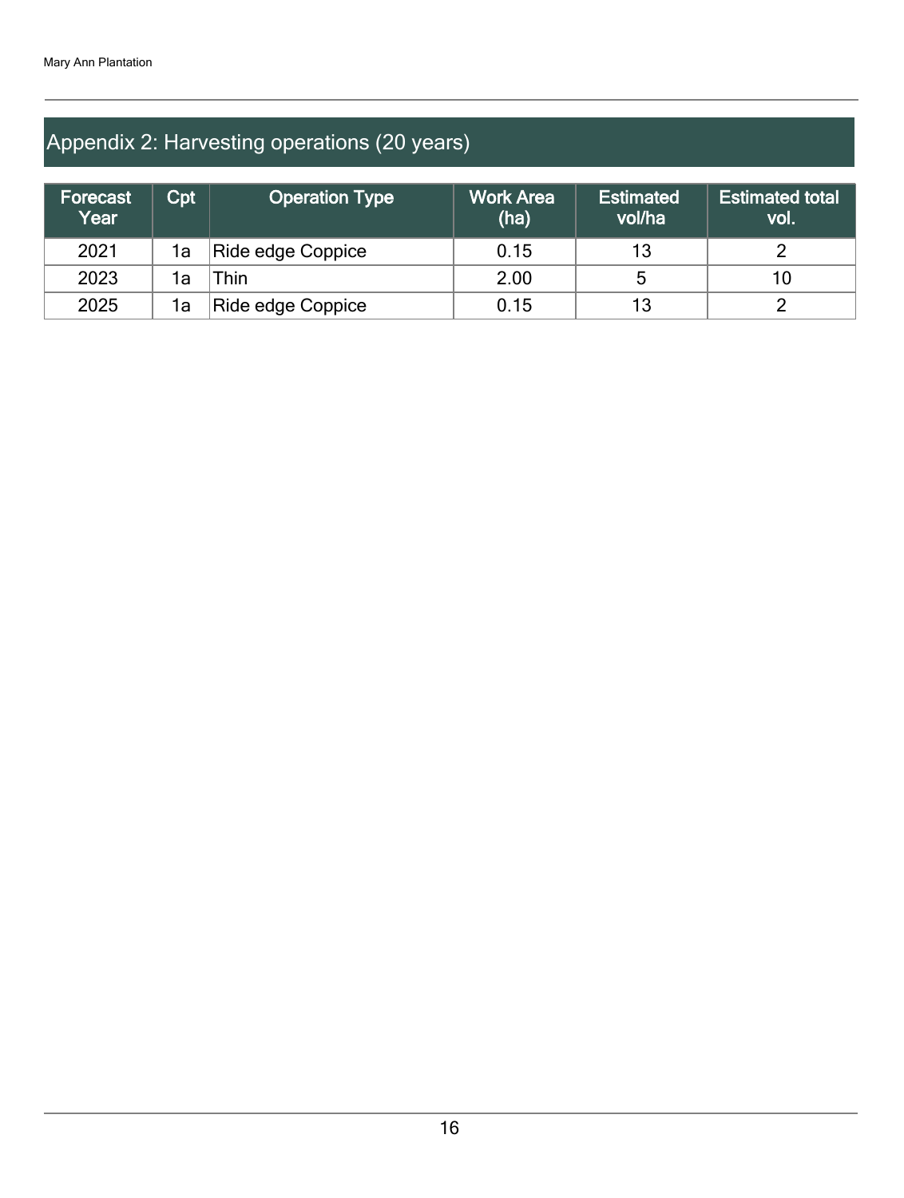## Appendix 2: Harvesting operations (20 years)

| Forecast Year | Cpt | Operation Type | Work Area (ha) | Estimated vol/ha | Estimated total vol. |
|---|---|---|---|---|---|
| 2021 | 1a | Ride edge Coppice | 0.15 | 13 | 2 |
| 2023 | 1a | Thin | 2.00 | 5 | 10 |
| 2025 | 1a | Ride edge Coppice | 0.15 | 13 | 2 |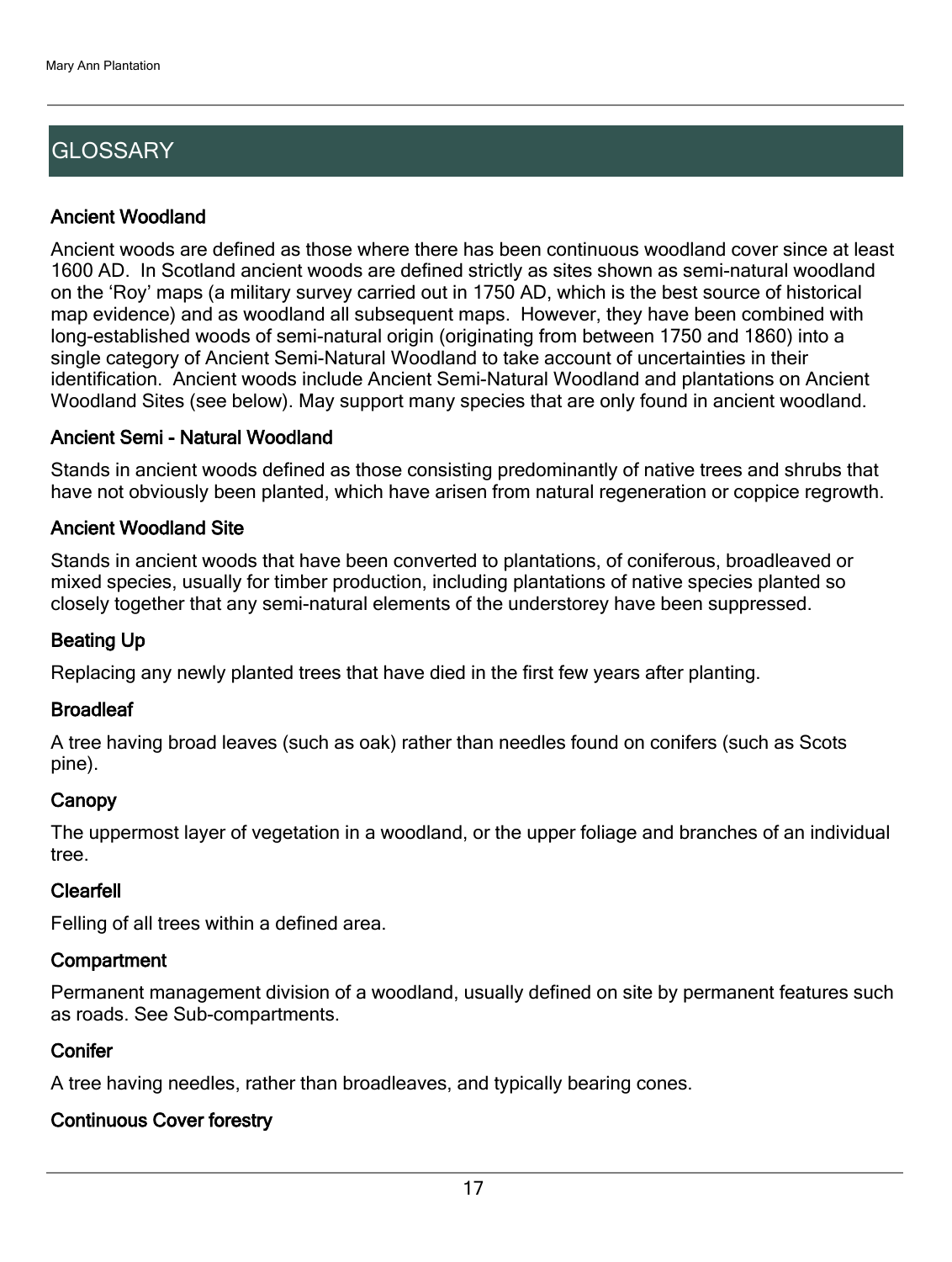# GLOSSARY

### Ancient Woodland

Ancient woods are defined as those where there has been continuous woodland cover since at least 1600 AD. In Scotland ancient woods are defined strictly as sites shown as semi-natural woodland on the 'Roy' maps (a military survey carried out in 1750 AD, which is the best source of historical map evidence) and as woodland all subsequent maps. However, they have been combined with long-established woods of semi-natural origin (originating from between 1750 and 1860) into a single category of Ancient Semi-Natural Woodland to take account of uncertainties in their identification. Ancient woods include Ancient Semi-Natural Woodland and plantations on Ancient Woodland Sites (see below). May support many species that are only found in ancient woodland.

### Ancient Semi - Natural Woodland

Stands in ancient woods defined as those consisting predominantly of native trees and shrubs that have not obviously been planted, which have arisen from natural regeneration or coppice regrowth.

### Ancient Woodland Site

Stands in ancient woods that have been converted to plantations, of coniferous, broadleaved or mixed species, usually for timber production, including plantations of native species planted so closely together that any semi-natural elements of the understorey have been suppressed.

### Beating Up

Replacing any newly planted trees that have died in the first few years after planting.

### Broadleaf

A tree having broad leaves (such as oak) rather than needles found on conifers (such as Scots pine).

### Canopy

The uppermost layer of vegetation in a woodland, or the upper foliage and branches of an individual tree.

### Clearfell

Felling of all trees within a defined area.

### Compartment

Permanent management division of a woodland, usually defined on site by permanent features such as roads. See Sub-compartments.

### Conifer

A tree having needles, rather than broadleaves, and typically bearing cones.

### Continuous Cover forestry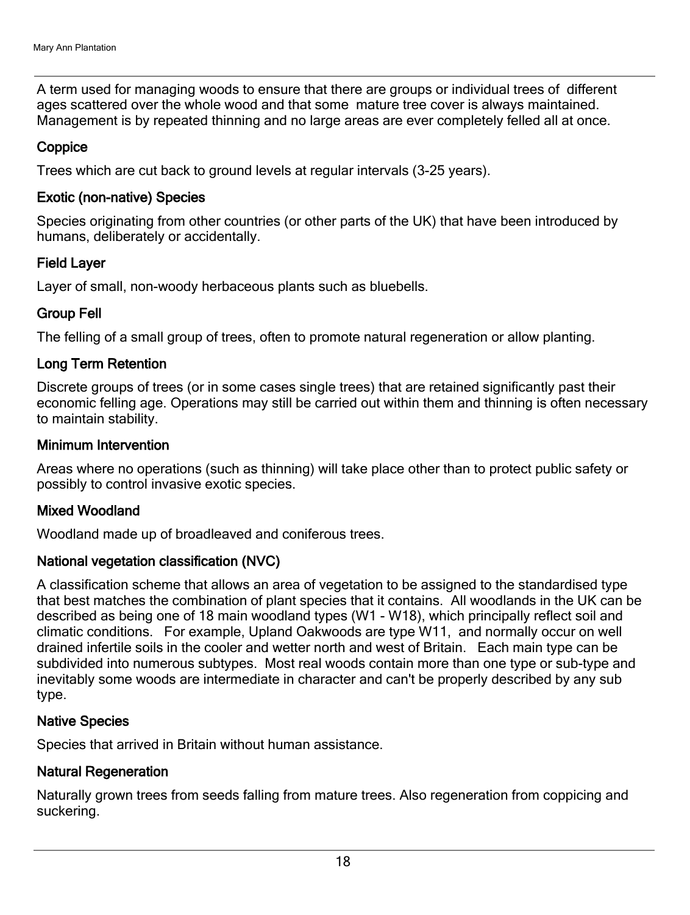A term used for managing woods to ensure that there are groups or individual trees of  different ages scattered over the whole wood and that some  mature tree cover is always maintained. Management is by repeated thinning and no large areas are ever completely felled all at once.

### Coppice

Trees which are cut back to ground levels at regular intervals (3-25 years).

### Exotic (non-native) Species

Species originating from other countries (or other parts of the UK) that have been introduced by humans, deliberately or accidentally.

### Field Layer

Layer of small, non-woody herbaceous plants such as bluebells.

### Group Fell

The felling of a small group of trees, often to promote natural regeneration or allow planting.

### Long Term Retention

Discrete groups of trees (or in some cases single trees) that are retained significantly past their economic felling age. Operations may still be carried out within them and thinning is often necessary to maintain stability.

### Minimum Intervention

Areas where no operations (such as thinning) will take place other than to protect public safety or possibly to control invasive exotic species.

### Mixed Woodland

Woodland made up of broadleaved and coniferous trees.

### National vegetation classification (NVC)

A classification scheme that allows an area of vegetation to be assigned to the standardised type that best matches the combination of plant species that it contains.  All woodlands in the UK can be described as being one of 18 main woodland types (W1 - W18), which principally reflect soil and climatic conditions.   For example, Upland Oakwoods are type W11,  and normally occur on well drained infertile soils in the cooler and wetter north and west of Britain.   Each main type can be subdivided into numerous subtypes.  Most real woods contain more than one type or sub-type and inevitably some woods are intermediate in character and can't be properly described by any sub type.

### Native Species

Species that arrived in Britain without human assistance.

### Natural Regeneration

Naturally grown trees from seeds falling from mature trees. Also regeneration from coppicing and suckering.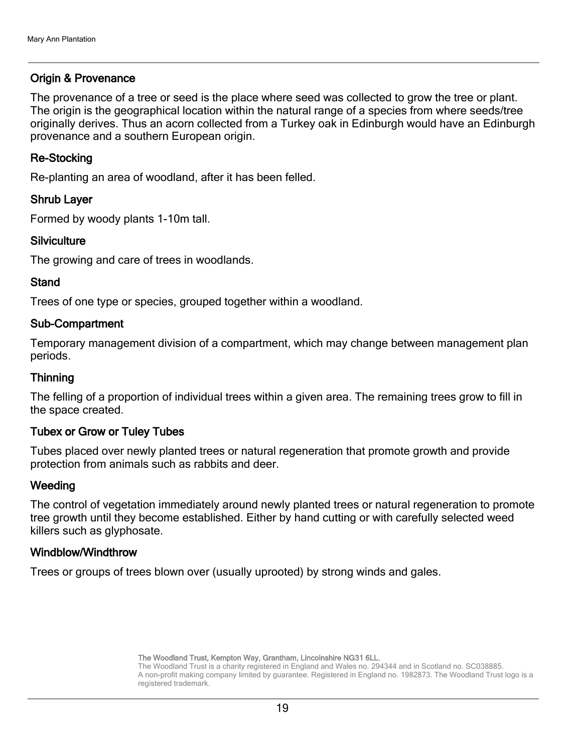### Origin & Provenance

The provenance of a tree or seed is the place where seed was collected to grow the tree or plant. The origin is the geographical location within the natural range of a species from where seeds/tree originally derives. Thus an acorn collected from a Turkey oak in Edinburgh would have an Edinburgh provenance and a southern European origin.

### Re-Stocking

Re-planting an area of woodland, after it has been felled.

### Shrub Layer

Formed by woody plants 1-10m tall.

### Silviculture

The growing and care of trees in woodlands.

### Stand

Trees of one type or species, grouped together within a woodland.

### Sub-Compartment

Temporary management division of a compartment, which may change between management plan periods.

### Thinning

The felling of a proportion of individual trees within a given area. The remaining trees grow to fill in the space created.

### Tubex or Grow or Tuley Tubes

Tubes placed over newly planted trees or natural regeneration that promote growth and provide protection from animals such as rabbits and deer.

### Weeding

The control of vegetation immediately around newly planted trees or natural regeneration to promote tree growth until they become established. Either by hand cutting or with carefully selected weed killers such as glyphosate.

### Windblow/Windthrow

Trees or groups of trees blown over (usually uprooted) by strong winds and gales.

**The Woodland Trust, Kempton Way, Grantham, Lincolnshire NG31 6LL.**
The Woodland Trust is a charity registered in England and Wales no. 294344 and in Scotland no. SC038885.
A non-profit making company limited by guarantee. Registered in England no. 1982873. The Woodland Trust logo is a registered trademark.